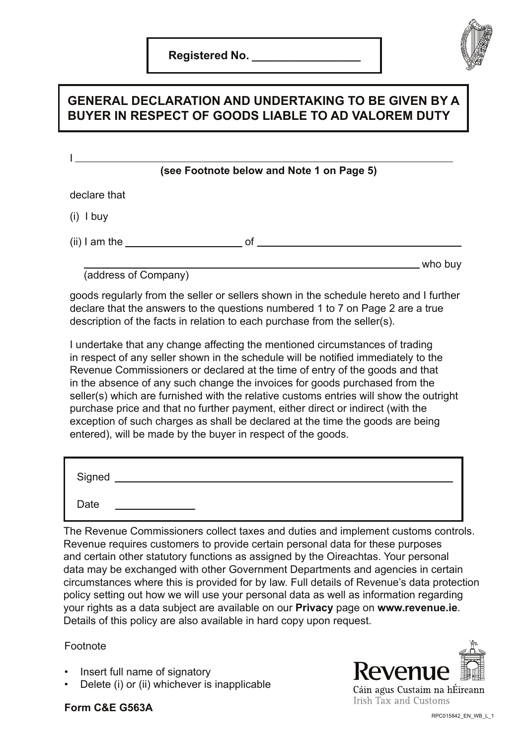Registered No. _________________

# GENERAL DECLARATION AND UNDERTAKING TO BE GIVEN BY A BUYER IN RESPECT OF GOODS LIABLE TO AD VALOREM DUTY

I ____________________________________________________________

**(see Footnote below and Note 1 on Page 5)**

declare that

(i) I buy

(ii) I am the ____________________ of ____________________________________

____________________________________________________________ who buy
(address of Company)

goods regularly from the seller or sellers shown in the schedule hereto and I further declare that the answers to the questions numbered 1 to 7 on Page 2 are a true description of the facts in relation to each purchase from the seller(s).

I undertake that any change affecting the mentioned circumstances of trading in respect of any seller shown in the schedule will be notified immediately to the Revenue Commissioners or declared at the time of entry of the goods and that in the absence of any such change the invoices for goods purchased from the seller(s) which are furnished with the relative customs entries will show the outright purchase price and that no further payment, either direct or indirect (with the exception of such charges as shall be declared at the time the goods are being entered), will be made by the buyer in respect of the goods.

Signed ____________________________________________________________

Date ______________

The Revenue Commissioners collect taxes and duties and implement customs controls. Revenue requires customers to provide certain personal data for these purposes and certain other statutory functions as assigned by the Oireachtas. Your personal data may be exchanged with other Government Departments and agencies in certain circumstances where this is provided for by law. Full details of Revenue's data protection policy setting out how we will use your personal data as well as information regarding your rights as a data subject are available on our **Privacy** page on **www.revenue.ie**. Details of this policy are also available in hard copy upon request.

Footnote

- Insert full name of signatory
- Delete (i) or (ii) whichever is inapplicable

Revenue
Cáin agus Custaim na hÉireann
Irish Tax and Customs

**Form C&E G563A**

RPC015842_EN_WB_L_1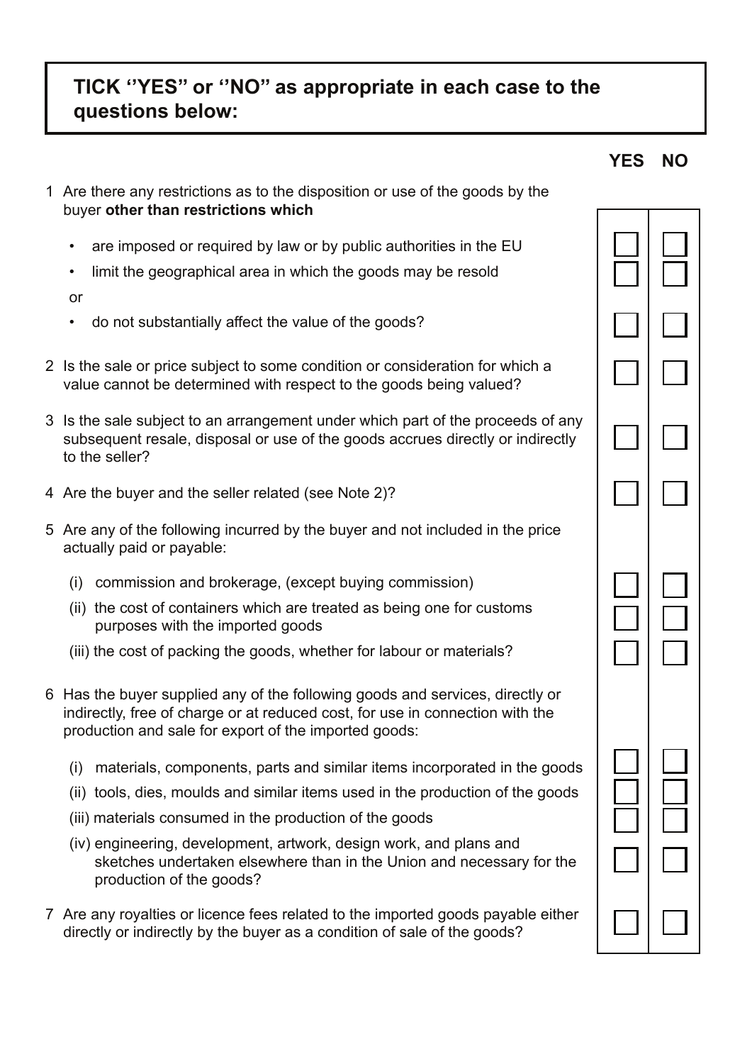## TICK ''YES" or ''NO" as appropriate in each case to the questions below:

| | YES | NO |
|---|---|---|
| 1 Are there any restrictions as to the disposition or use of the goods by the buyer **other than restrictions which** | | |
| • are imposed or required by law or by public authorities in the EU | ☐ | ☐ |
| • limit the geographical area in which the goods may be resold | ☐ | ☐ |
| or | | |
| • do not substantially affect the value of the goods? | ☐ | ☐ |
| 2 Is the sale or price subject to some condition or consideration for which a value cannot be determined with respect to the goods being valued? | ☐ | ☐ |
| 3 Is the sale subject to an arrangement under which part of the proceeds of any subsequent resale, disposal or use of the goods accrues directly or indirectly to the seller? | ☐ | ☐ |
| 4 Are the buyer and the seller related (see Note 2)? | ☐ | ☐ |
| 5 Are any of the following incurred by the buyer and not included in the price actually paid or payable: | | |
| (i) commission and brokerage, (except buying commission) | ☐ | ☐ |
| (ii) the cost of containers which are treated as being one for customs purposes with the imported goods | ☐ | ☐ |
| (iii) the cost of packing the goods, whether for labour or materials? | ☐ | ☐ |
| 6 Has the buyer supplied any of the following goods and services, directly or indirectly, free of charge or at reduced cost, for use in connection with the production and sale for export of the imported goods: | | |
| (i) materials, components, parts and similar items incorporated in the goods | ☐ | ☐ |
| (ii) tools, dies, moulds and similar items used in the production of the goods | ☐ | ☐ |
| (iii) materials consumed in the production of the goods | ☐ | ☐ |
| (iv) engineering, development, artwork, design work, and plans and sketches undertaken elsewhere than in the Union and necessary for the production of the goods? | ☐ | ☐ |
| 7 Are any royalties or licence fees related to the imported goods payable either directly or indirectly by the buyer as a condition of sale of the goods? | ☐ | ☐ |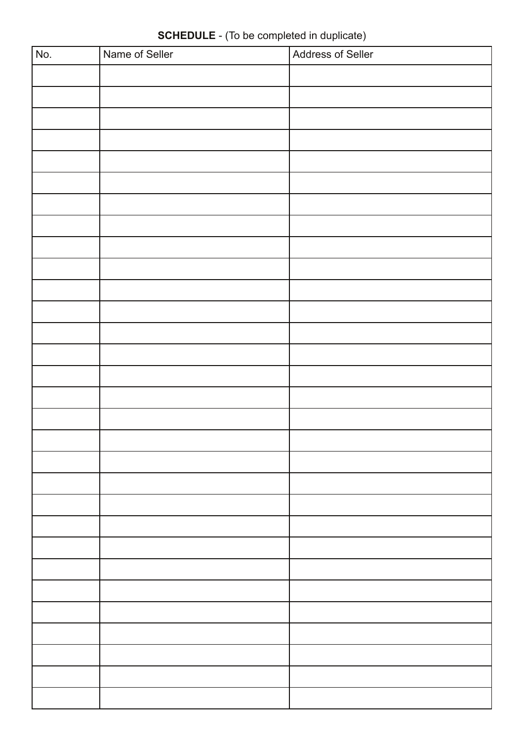**SCHEDULE** - (To be completed in duplicate)

| No. | Name of Seller | Address of Seller |
|---|---|---|
| | | |
| | | |
| | | |
| | | |
| | | |
| | | |
| | | |
| | | |
| | | |
| | | |
| | | |
| | | |
| | | |
| | | |
| | | |
| | | |
| | | |
| | | |
| | | |
| | | |
| | | |
| | | |
| | | |
| | | |
| | | |
| | | |
| | | |
| | | |
| | | |
| | | |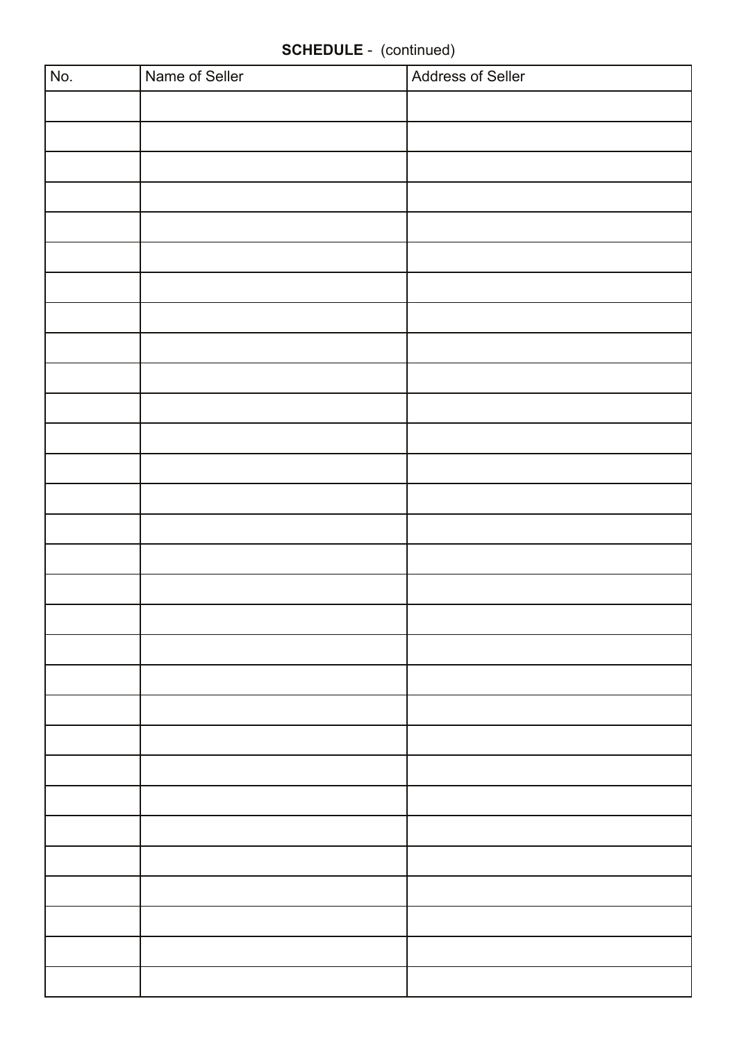**SCHEDULE** - (continued)

| No. | Name of Seller | Address of Seller |
| --- | --- | --- |
| | | |
| | | |
| | | |
| | | |
| | | |
| | | |
| | | |
| | | |
| | | |
| | | |
| | | |
| | | |
| | | |
| | | |
| | | |
| | | |
| | | |
| | | |
| | | |
| | | |
| | | |
| | | |
| | | |
| | | |
| | | |
| | | |
| | | |
| | | |
| | | |
| | | |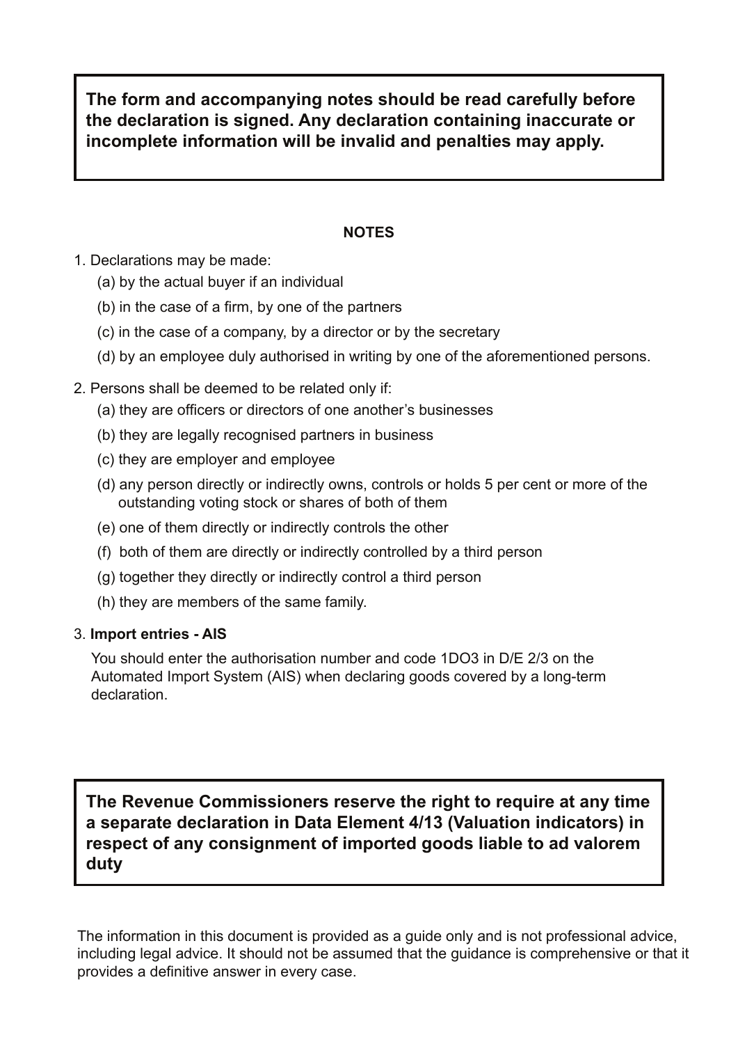**The form and accompanying notes should be read carefully before the declaration is signed. Any declaration containing inaccurate or incomplete information will be invalid and penalties may apply.**

## NOTES

1. Declarations may be made:
   - (a) by the actual buyer if an individual
   - (b) in the case of a firm, by one of the partners
   - (c) in the case of a company, by a director or by the secretary
   - (d) by an employee duly authorised in writing by one of the aforementioned persons.

2. Persons shall be deemed to be related only if:
   - (a) they are officers or directors of one another's businesses
   - (b) they are legally recognised partners in business
   - (c) they are employer and employee
   - (d) any person directly or indirectly owns, controls or holds 5 per cent or more of the outstanding voting stock or shares of both of them
   - (e) one of them directly or indirectly controls the other
   - (f) both of them are directly or indirectly controlled by a third person
   - (g) together they directly or indirectly control a third person
   - (h) they are members of the same family.

3. **Import entries - AIS**

   You should enter the authorisation number and code 1DO3 in D/E 2/3 on the Automated Import System (AIS) when declaring goods covered by a long-term declaration.

**The Revenue Commissioners reserve the right to require at any time a separate declaration in Data Element 4/13 (Valuation indicators) in respect of any consignment of imported goods liable to ad valorem duty**

The information in this document is provided as a guide only and is not professional advice, including legal advice. It should not be assumed that the guidance is comprehensive or that it provides a definitive answer in every case.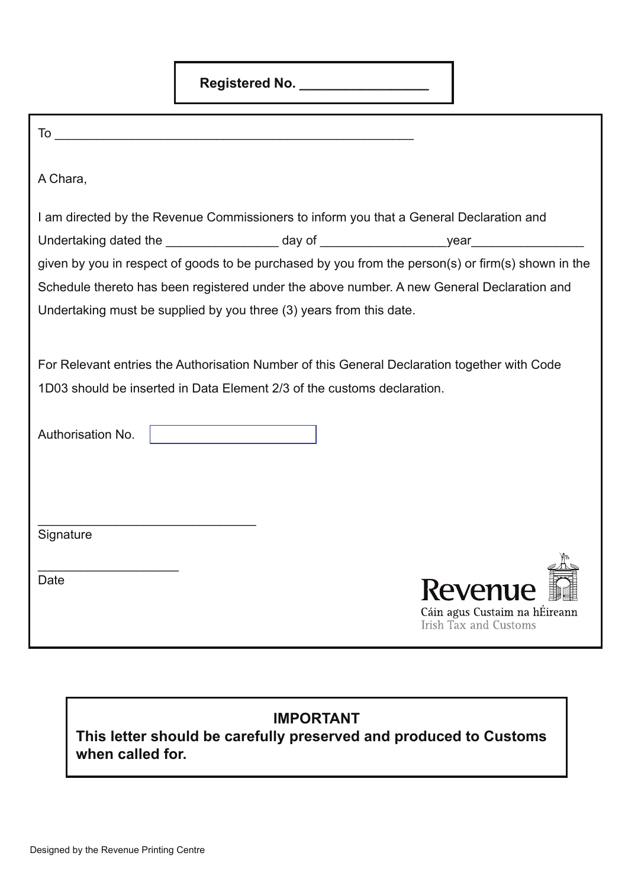**Registered No. _________________**

To ____________________________________________________

A Chara,

I am directed by the Revenue Commissioners to inform you that a General Declaration and Undertaking dated the ________________ day of __________________year________________ given by you in respect of goods to be purchased by you from the person(s) or firm(s) shown in the Schedule thereto has been registered under the above number. A new General Declaration and Undertaking must be supplied by you three (3) years from this date.

For Relevant entries the Authorisation Number of this General Declaration together with Code 1D03 should be inserted in Data Element 2/3 of the customs declaration.

Authorisation No. [                    ]

_______________________________
Signature

____________________
Date

Revenue
Cáin agus Custaim na hÉireann
Irish Tax and Customs

**IMPORTANT**
**This letter should be carefully preserved and produced to Customs when called for.**

Designed by the Revenue Printing Centre